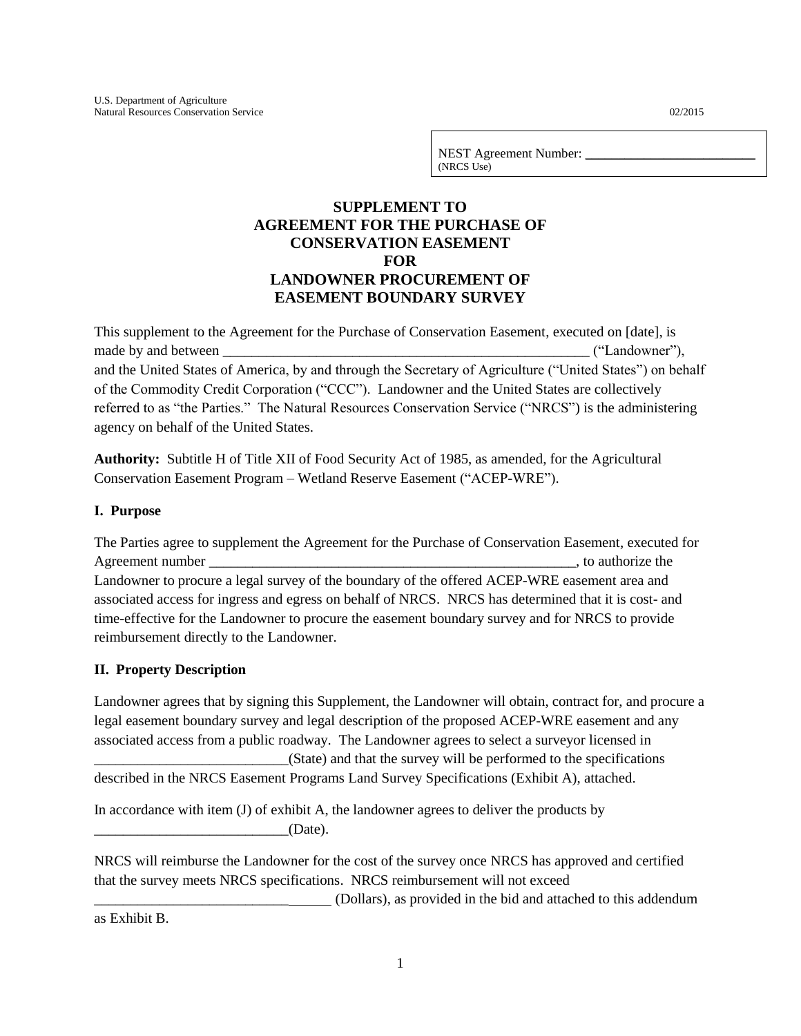U.S. Department of Agriculture
Natural Resources Conservation Service 02/2015

NEST Agreement Number: ___________________________
(NRCS Use)

# SUPPLEMENT TO AGREEMENT FOR THE PURCHASE OF CONSERVATION EASEMENT FOR LANDOWNER PROCUREMENT OF EASEMENT BOUNDARY SURVEY

This supplement to the Agreement for the Purchase of Conservation Easement, executed on [date], is made by and between ____________________________________________________ ("Landowner"), and the United States of America, by and through the Secretary of Agriculture ("United States") on behalf of the Commodity Credit Corporation ("CCC"). Landowner and the United States are collectively referred to as "the Parties." The Natural Resources Conservation Service ("NRCS") is the administering agency on behalf of the United States.

**Authority:** Subtitle H of Title XII of Food Security Act of 1985, as amended, for the Agricultural Conservation Easement Program – Wetland Reserve Easement ("ACEP-WRE").

## I. Purpose

The Parties agree to supplement the Agreement for the Purchase of Conservation Easement, executed for Agreement number ____________________________________________________, to authorize the Landowner to procure a legal survey of the boundary of the offered ACEP-WRE easement area and associated access for ingress and egress on behalf of NRCS. NRCS has determined that it is cost- and time-effective for the Landowner to procure the easement boundary survey and for NRCS to provide reimbursement directly to the Landowner.

## II. Property Description

Landowner agrees that by signing this Supplement, the Landowner will obtain, contract for, and procure a legal easement boundary survey and legal description of the proposed ACEP-WRE easement and any associated access from a public roadway. The Landowner agrees to select a surveyor licensed in __________________________(State) and that the survey will be performed to the specifications described in the NRCS Easement Programs Land Survey Specifications (Exhibit A), attached.

In accordance with item (J) of exhibit A, the landowner agrees to deliver the products by ___________________________(Date).

NRCS will reimburse the Landowner for the cost of the survey once NRCS has approved and certified that the survey meets NRCS specifications. NRCS reimbursement will not exceed _________________________________ (Dollars), as provided in the bid and attached to this addendum as Exhibit B.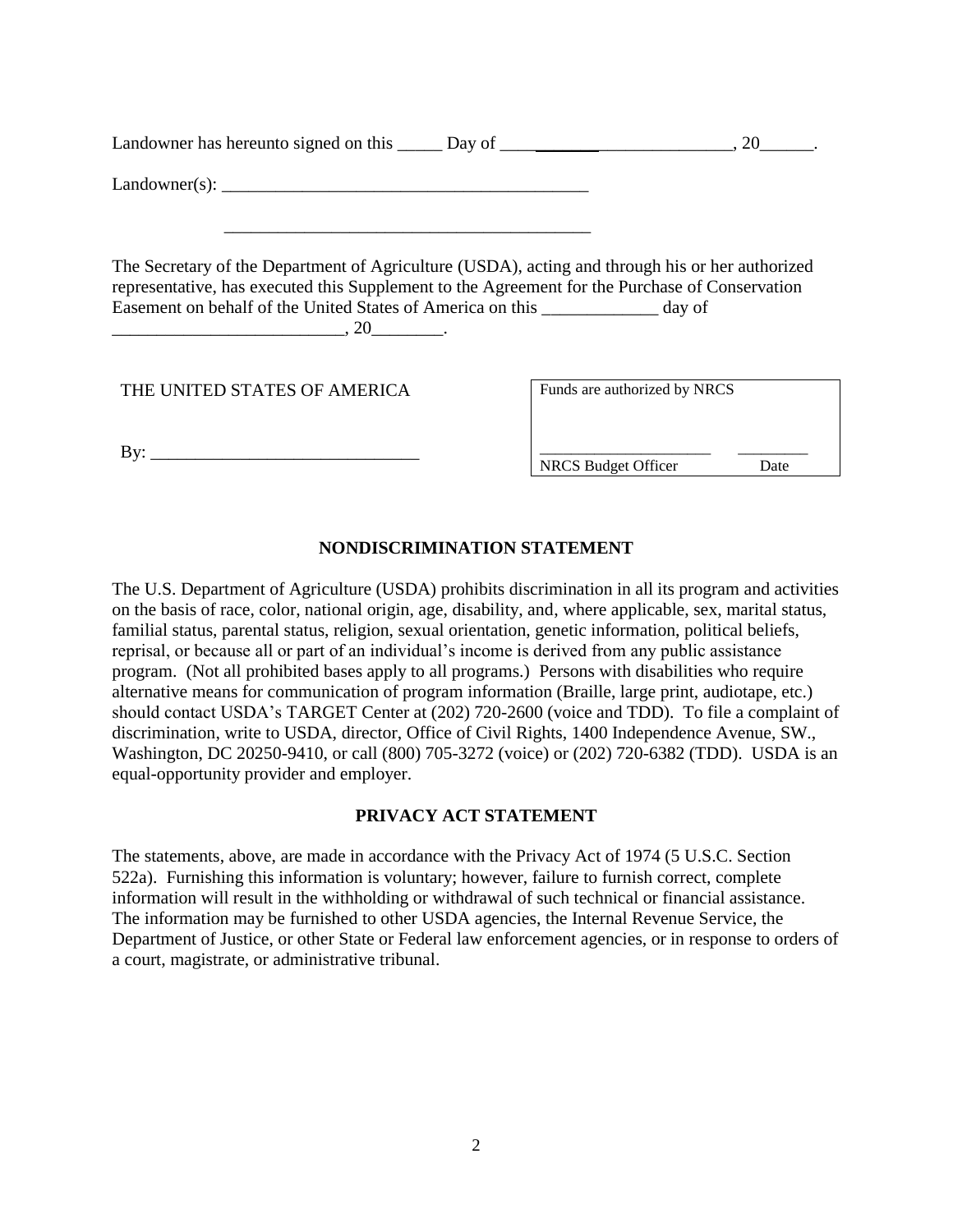Landowner has hereunto signed on this _____ Day of ____________________________, 20______.

Landowner(s): __________________________________________

__________________________________________

The Secretary of the Department of Agriculture (USDA), acting and through his or her authorized representative, has executed this Supplement to the Agreement for the Purchase of Conservation Easement on behalf of the United States of America on this _____________ day of __________________________, 20________.

THE UNITED STATES OF AMERICA

By: ______________________________

| Funds are authorized by NRCS | |
|---|---|
| _____________________ | _________ |
| NRCS Budget Officer | Date |

**NONDISCRIMINATION STATEMENT**

The U.S. Department of Agriculture (USDA) prohibits discrimination in all its program and activities on the basis of race, color, national origin, age, disability, and, where applicable, sex, marital status, familial status, parental status, religion, sexual orientation, genetic information, political beliefs, reprisal, or because all or part of an individual's income is derived from any public assistance program. (Not all prohibited bases apply to all programs.) Persons with disabilities who require alternative means for communication of program information (Braille, large print, audiotape, etc.) should contact USDA's TARGET Center at (202) 720-2600 (voice and TDD). To file a complaint of discrimination, write to USDA, director, Office of Civil Rights, 1400 Independence Avenue, SW., Washington, DC 20250-9410, or call (800) 705-3272 (voice) or (202) 720-6382 (TDD). USDA is an equal-opportunity provider and employer.

**PRIVACY ACT STATEMENT**

The statements, above, are made in accordance with the Privacy Act of 1974 (5 U.S.C. Section 522a). Furnishing this information is voluntary; however, failure to furnish correct, complete information will result in the withholding or withdrawal of such technical or financial assistance. The information may be furnished to other USDA agencies, the Internal Revenue Service, the Department of Justice, or other State or Federal law enforcement agencies, or in response to orders of a court, magistrate, or administrative tribunal.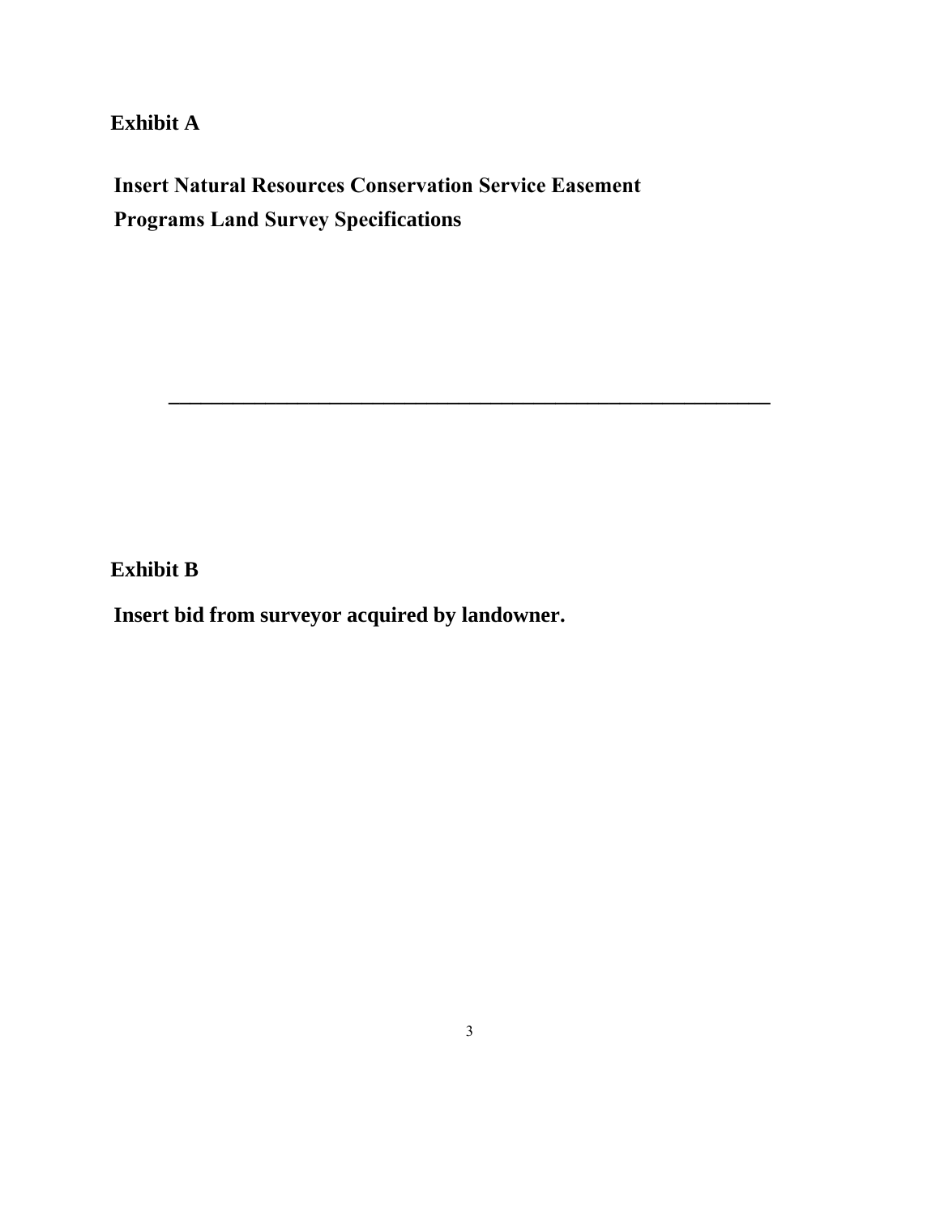**Exhibit A**

**Insert Natural Resources Conservation Service Easement Programs Land Survey Specifications**

---

**Exhibit B**

**Insert bid from surveyor acquired by landowner.**